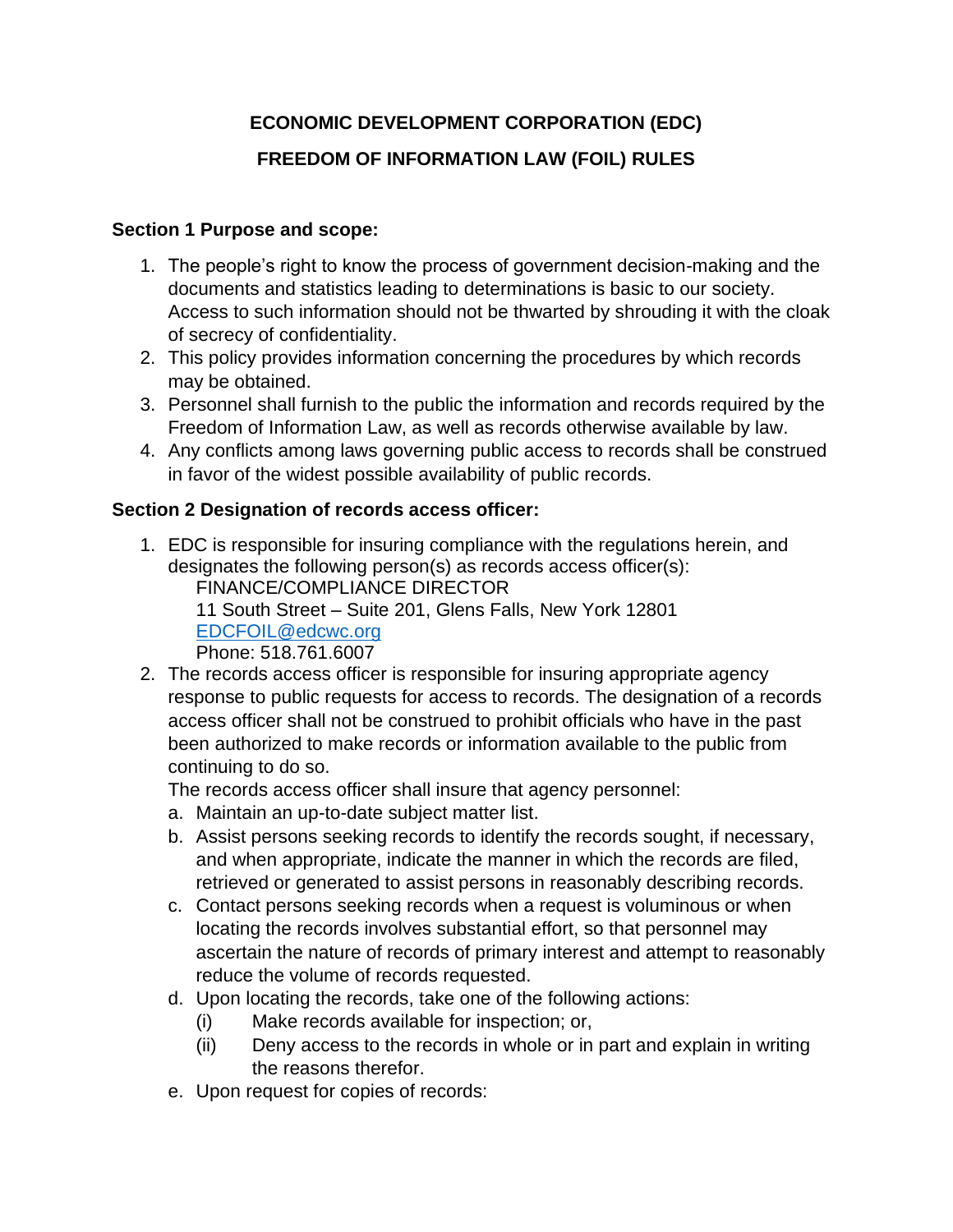# ECONOMIC DEVELOPMENT CORPORATION (EDC)

# FREEDOM OF INFORMATION LAW (FOIL) RULES

**Section 1 Purpose and scope:**

1. The people's right to know the process of government decision-making and the documents and statistics leading to determinations is basic to our society. Access to such information should not be thwarted by shrouding it with the cloak of secrecy of confidentiality.
2. This policy provides information concerning the procedures by which records may be obtained.
3. Personnel shall furnish to the public the information and records required by the Freedom of Information Law, as well as records otherwise available by law.
4. Any conflicts among laws governing public access to records shall be construed in favor of the widest possible availability of public records.

**Section 2 Designation of records access officer:**

1. EDC is responsible for insuring compliance with the regulations herein, and designates the following person(s) as records access officer(s):
   FINANCE/COMPLIANCE DIRECTOR
   11 South Street – Suite 201, Glens Falls, New York 12801
   EDCFOIL@edcwc.org
   Phone: 518.761.6007
2. The records access officer is responsible for insuring appropriate agency response to public requests for access to records. The designation of a records access officer shall not be construed to prohibit officials who have in the past been authorized to make records or information available to the public from continuing to do so.
   The records access officer shall insure that agency personnel:
   a. Maintain an up-to-date subject matter list.
   b. Assist persons seeking records to identify the records sought, if necessary, and when appropriate, indicate the manner in which the records are filed, retrieved or generated to assist persons in reasonably describing records.
   c. Contact persons seeking records when a request is voluminous or when locating the records involves substantial effort, so that personnel may ascertain the nature of records of primary interest and attempt to reasonably reduce the volume of records requested.
   d. Upon locating the records, take one of the following actions:
      (i) Make records available for inspection; or,
      (ii) Deny access to the records in whole or in part and explain in writing the reasons therefor.
   e. Upon request for copies of records: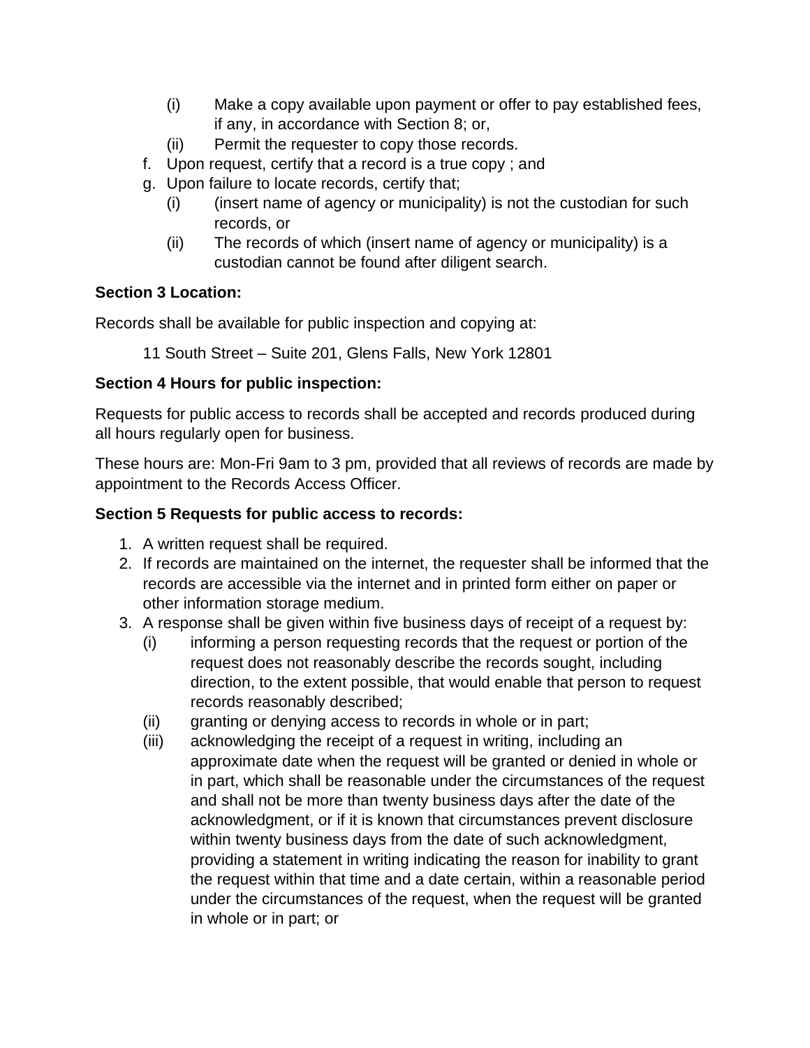(i) Make a copy available upon payment or offer to pay established fees, if any, in accordance with Section 8; or,
   (ii) Permit the requester to copy those records.

f. Upon request, certify that a record is a true copy ; and
g. Upon failure to locate records, certify that;
   (i) (insert name of agency or municipality) is not the custodian for such records, or
   (ii) The records of which (insert name of agency or municipality) is a custodian cannot be found after diligent search.

**Section 3 Location:**

Records shall be available for public inspection and copying at:

11 South Street – Suite 201, Glens Falls, New York 12801

**Section 4 Hours for public inspection:**

Requests for public access to records shall be accepted and records produced during all hours regularly open for business.

These hours are: Mon-Fri 9am to 3 pm, provided that all reviews of records are made by appointment to the Records Access Officer.

**Section 5 Requests for public access to records:**

1. A written request shall be required.
2. If records are maintained on the internet, the requester shall be informed that the records are accessible via the internet and in printed form either on paper or other information storage medium.
3. A response shall be given within five business days of receipt of a request by:
   (i) informing a person requesting records that the request or portion of the request does not reasonably describe the records sought, including direction, to the extent possible, that would enable that person to request records reasonably described;
   (ii) granting or denying access to records in whole or in part;
   (iii) acknowledging the receipt of a request in writing, including an approximate date when the request will be granted or denied in whole or in part, which shall be reasonable under the circumstances of the request and shall not be more than twenty business days after the date of the acknowledgment, or if it is known that circumstances prevent disclosure within twenty business days from the date of such acknowledgment, providing a statement in writing indicating the reason for inability to grant the request within that time and a date certain, within a reasonable period under the circumstances of the request, when the request will be granted in whole or in part; or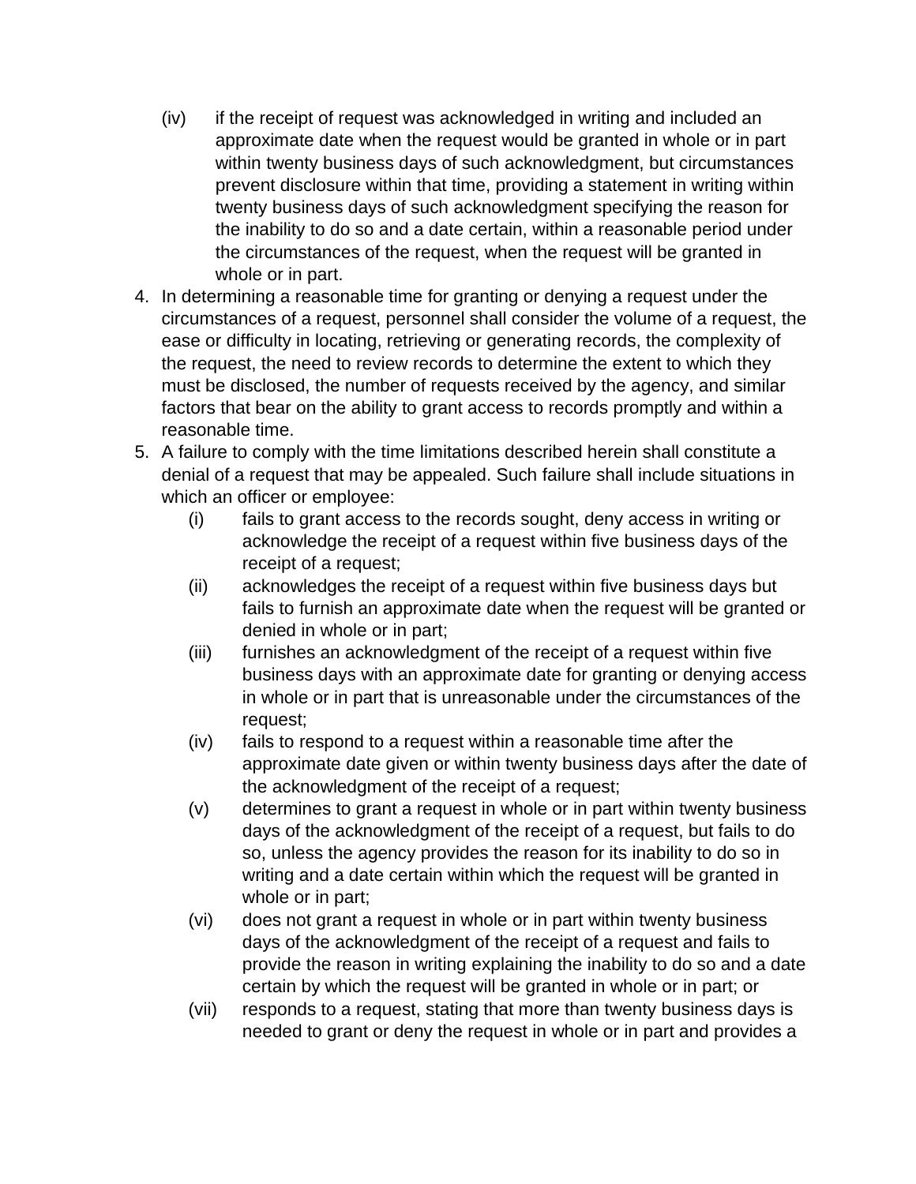(iv) if the receipt of request was acknowledged in writing and included an approximate date when the request would be granted in whole or in part within twenty business days of such acknowledgment, but circumstances prevent disclosure within that time, providing a statement in writing within twenty business days of such acknowledgment specifying the reason for the inability to do so and a date certain, within a reasonable period under the circumstances of the request, when the request will be granted in whole or in part.

4. In determining a reasonable time for granting or denying a request under the circumstances of a request, personnel shall consider the volume of a request, the ease or difficulty in locating, retrieving or generating records, the complexity of the request, the need to review records to determine the extent to which they must be disclosed, the number of requests received by the agency, and similar factors that bear on the ability to grant access to records promptly and within a reasonable time.
5. A failure to comply with the time limitations described herein shall constitute a denial of a request that may be appealed. Such failure shall include situations in which an officer or employee:
   - (i) fails to grant access to the records sought, deny access in writing or acknowledge the receipt of a request within five business days of the receipt of a request;
   - (ii) acknowledges the receipt of a request within five business days but fails to furnish an approximate date when the request will be granted or denied in whole or in part;
   - (iii) furnishes an acknowledgment of the receipt of a request within five business days with an approximate date for granting or denying access in whole or in part that is unreasonable under the circumstances of the request;
   - (iv) fails to respond to a request within a reasonable time after the approximate date given or within twenty business days after the date of the acknowledgment of the receipt of a request;
   - (v) determines to grant a request in whole or in part within twenty business days of the acknowledgment of the receipt of a request, but fails to do so, unless the agency provides the reason for its inability to do so in writing and a date certain within which the request will be granted in whole or in part;
   - (vi) does not grant a request in whole or in part within twenty business days of the acknowledgment of the receipt of a request and fails to provide the reason in writing explaining the inability to do so and a date certain by which the request will be granted in whole or in part; or
   - (vii) responds to a request, stating that more than twenty business days is needed to grant or deny the request in whole or in part and provides a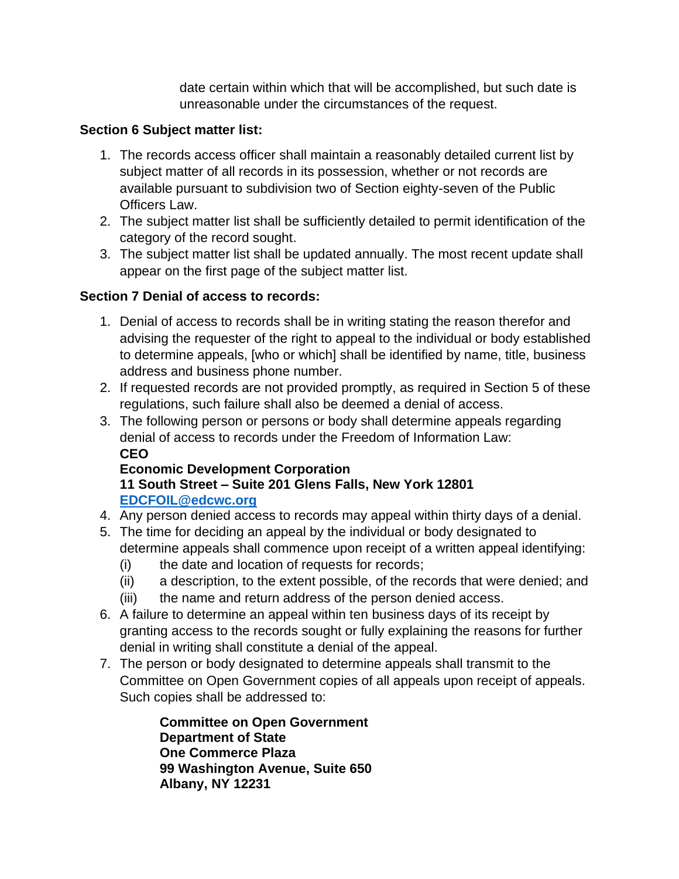date certain within which that will be accomplished, but such date is unreasonable under the circumstances of the request.

**Section 6 Subject matter list:**

1. The records access officer shall maintain a reasonably detailed current list by subject matter of all records in its possession, whether or not records are available pursuant to subdivision two of Section eighty-seven of the Public Officers Law.
2. The subject matter list shall be sufficiently detailed to permit identification of the category of the record sought.
3. The subject matter list shall be updated annually. The most recent update shall appear on the first page of the subject matter list.

**Section 7 Denial of access to records:**

1. Denial of access to records shall be in writing stating the reason therefor and advising the requester of the right to appeal to the individual or body established to determine appeals, [who or which] shall be identified by name, title, business address and business phone number.
2. If requested records are not provided promptly, as required in Section 5 of these regulations, such failure shall also be deemed a denial of access.
3. The following person or persons or body shall determine appeals regarding denial of access to records under the Freedom of Information Law:
   **CEO**
   **Economic Development Corporation**
   **11 South Street – Suite 201 Glens Falls, New York 12801**
   **EDCFOIL@edcwc.org**
4. Any person denied access to records may appeal within thirty days of a denial.
5. The time for deciding an appeal by the individual or body designated to determine appeals shall commence upon receipt of a written appeal identifying:
   (i) the date and location of requests for records;
   (ii) a description, to the extent possible, of the records that were denied; and
   (iii) the name and return address of the person denied access.
6. A failure to determine an appeal within ten business days of its receipt by granting access to the records sought or fully explaining the reasons for further denial in writing shall constitute a denial of the appeal.
7. The person or body designated to determine appeals shall transmit to the Committee on Open Government copies of all appeals upon receipt of appeals. Such copies shall be addressed to:

   **Committee on Open Government**
   **Department of State**
   **One Commerce Plaza**
   **99 Washington Avenue, Suite 650**
   **Albany, NY 12231**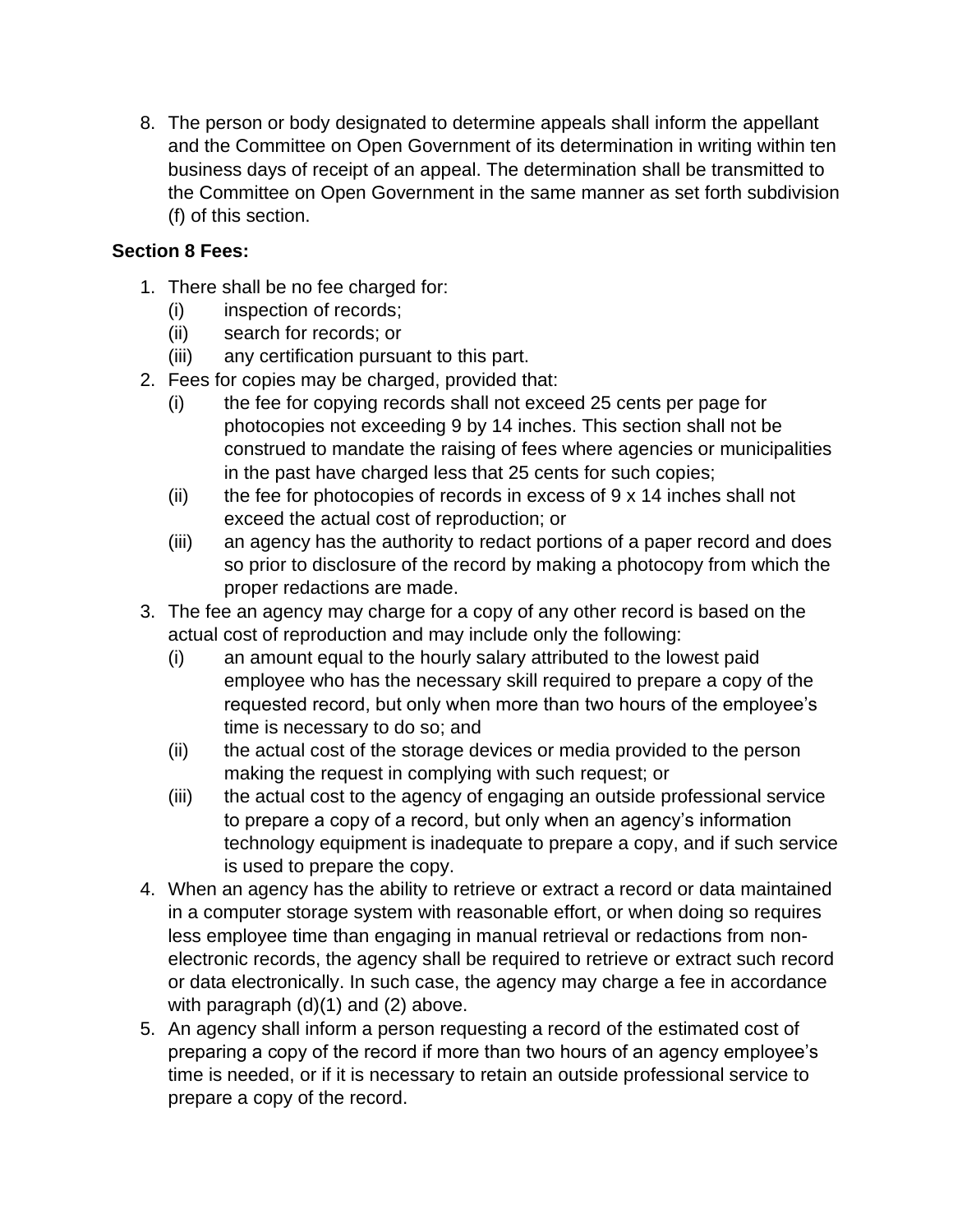8. The person or body designated to determine appeals shall inform the appellant and the Committee on Open Government of its determination in writing within ten business days of receipt of an appeal. The determination shall be transmitted to the Committee on Open Government in the same manner as set forth subdivision (f) of this section.

**Section 8 Fees:**

1. There shall be no fee charged for:
   (i) inspection of records;
   (ii) search for records; or
   (iii) any certification pursuant to this part.
2. Fees for copies may be charged, provided that:
   (i) the fee for copying records shall not exceed 25 cents per page for photocopies not exceeding 9 by 14 inches. This section shall not be construed to mandate the raising of fees where agencies or municipalities in the past have charged less that 25 cents for such copies;
   (ii) the fee for photocopies of records in excess of 9 x 14 inches shall not exceed the actual cost of reproduction; or
   (iii) an agency has the authority to redact portions of a paper record and does so prior to disclosure of the record by making a photocopy from which the proper redactions are made.
3. The fee an agency may charge for a copy of any other record is based on the actual cost of reproduction and may include only the following:
   (i) an amount equal to the hourly salary attributed to the lowest paid employee who has the necessary skill required to prepare a copy of the requested record, but only when more than two hours of the employee's time is necessary to do so; and
   (ii) the actual cost of the storage devices or media provided to the person making the request in complying with such request; or
   (iii) the actual cost to the agency of engaging an outside professional service to prepare a copy of a record, but only when an agency's information technology equipment is inadequate to prepare a copy, and if such service is used to prepare the copy.
4. When an agency has the ability to retrieve or extract a record or data maintained in a computer storage system with reasonable effort, or when doing so requires less employee time than engaging in manual retrieval or redactions from non-electronic records, the agency shall be required to retrieve or extract such record or data electronically. In such case, the agency may charge a fee in accordance with paragraph (d)(1) and (2) above.
5. An agency shall inform a person requesting a record of the estimated cost of preparing a copy of the record if more than two hours of an agency employee's time is needed, or if it is necessary to retain an outside professional service to prepare a copy of the record.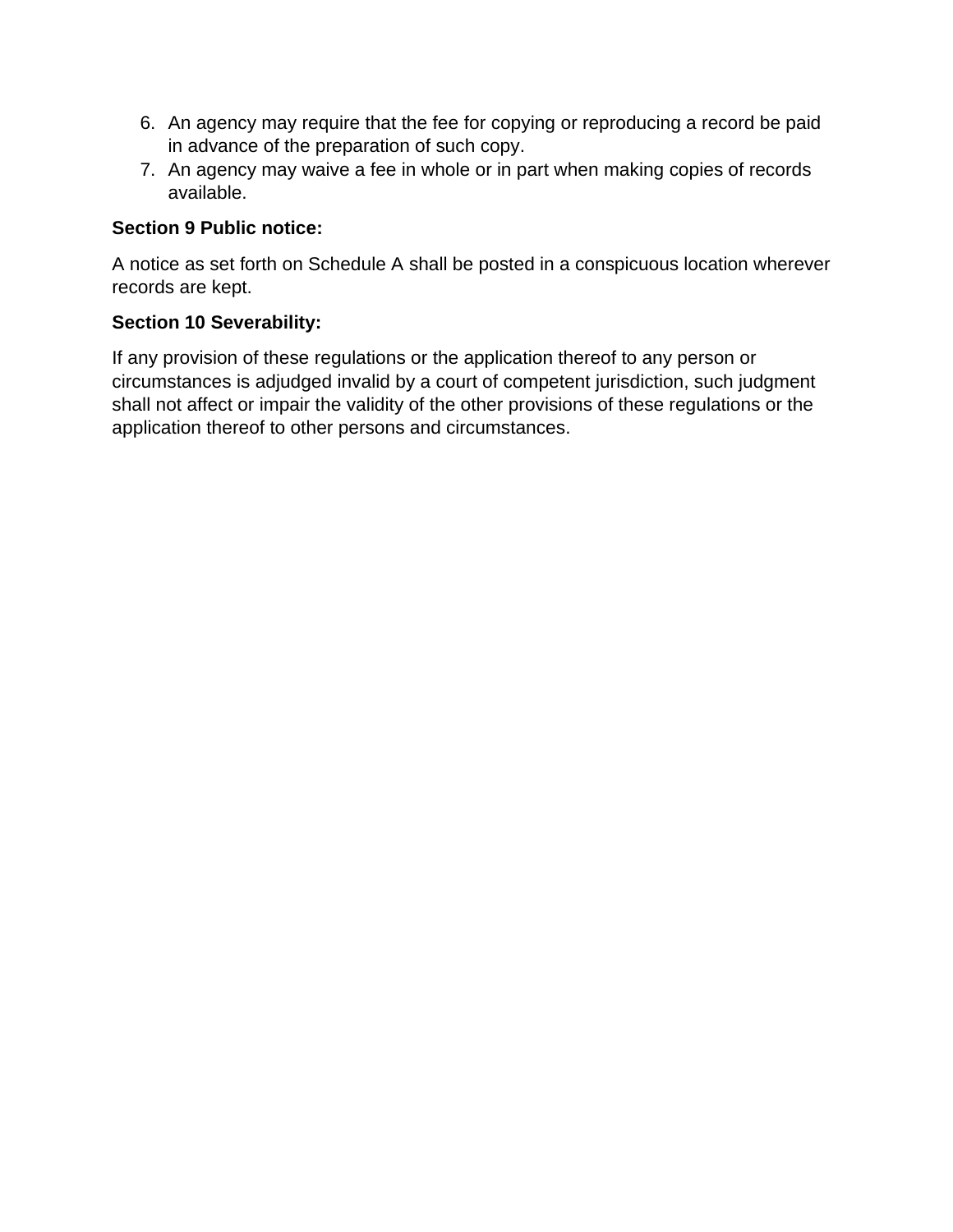6. An agency may require that the fee for copying or reproducing a record be paid in advance of the preparation of such copy.
7. An agency may waive a fee in whole or in part when making copies of records available.

**Section 9 Public notice:**

A notice as set forth on Schedule A shall be posted in a conspicuous location wherever records are kept.

**Section 10 Severability:**

If any provision of these regulations or the application thereof to any person or circumstances is adjudged invalid by a court of competent jurisdiction, such judgment shall not affect or impair the validity of the other provisions of these regulations or the application thereof to other persons and circumstances.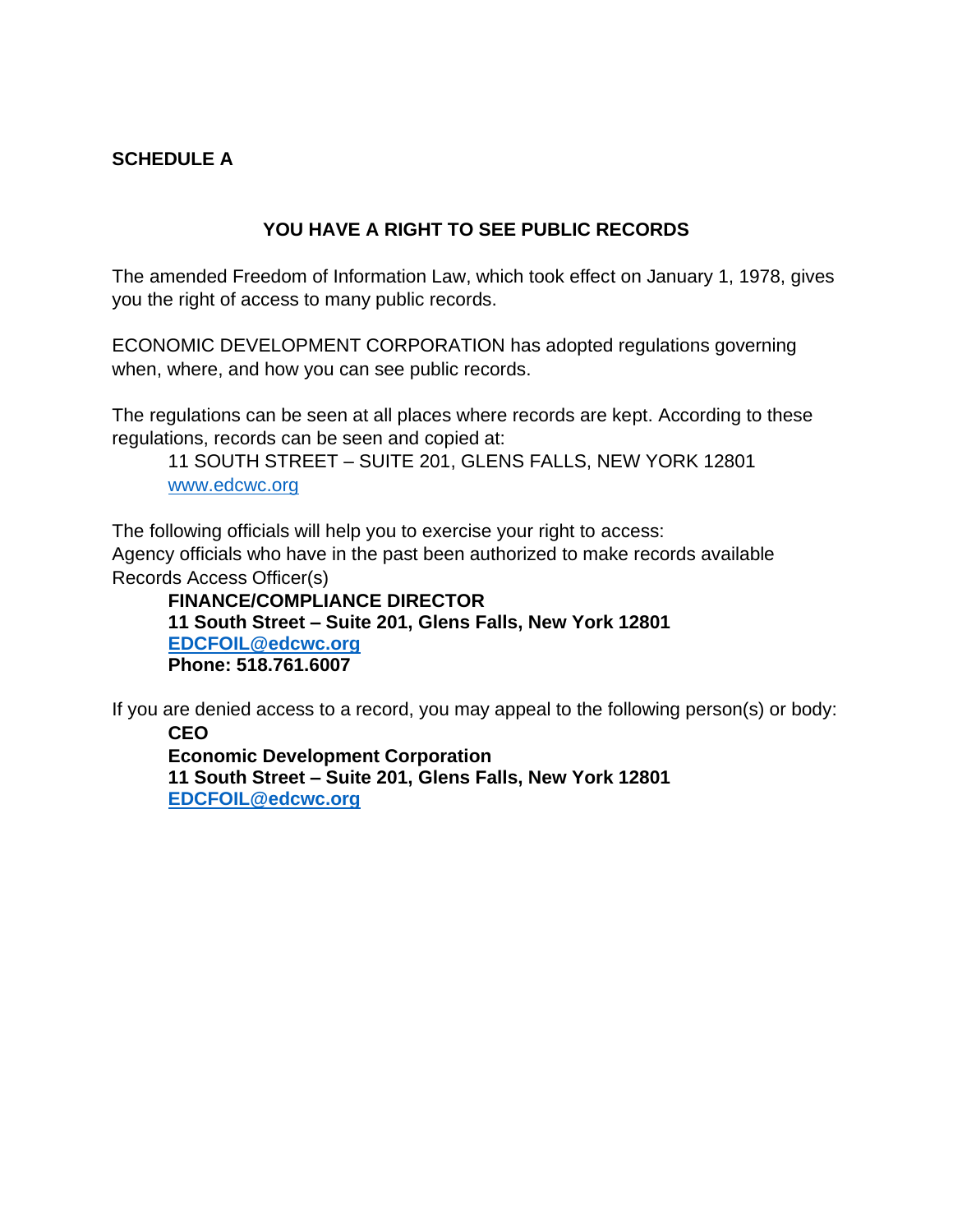**SCHEDULE A**

## YOU HAVE A RIGHT TO SEE PUBLIC RECORDS

The amended Freedom of Information Law, which took effect on January 1, 1978, gives you the right of access to many public records.

ECONOMIC DEVELOPMENT CORPORATION has adopted regulations governing when, where, and how you can see public records.

The regulations can be seen at all places where records are kept. According to these regulations, records can be seen and copied at:

11 SOUTH STREET – SUITE 201, GLENS FALLS, NEW YORK 12801
www.edcwc.org

The following officials will help you to exercise your right to access:
Agency officials who have in the past been authorized to make records available
Records Access Officer(s)

**FINANCE/COMPLIANCE DIRECTOR**
**11 South Street – Suite 201, Glens Falls, New York 12801**
**EDCFOIL@edcwc.org**
**Phone: 518.761.6007**

If you are denied access to a record, you may appeal to the following person(s) or body:

**CEO**
**Economic Development Corporation**
**11 South Street – Suite 201, Glens Falls, New York 12801**
**EDCFOIL@edcwc.org**